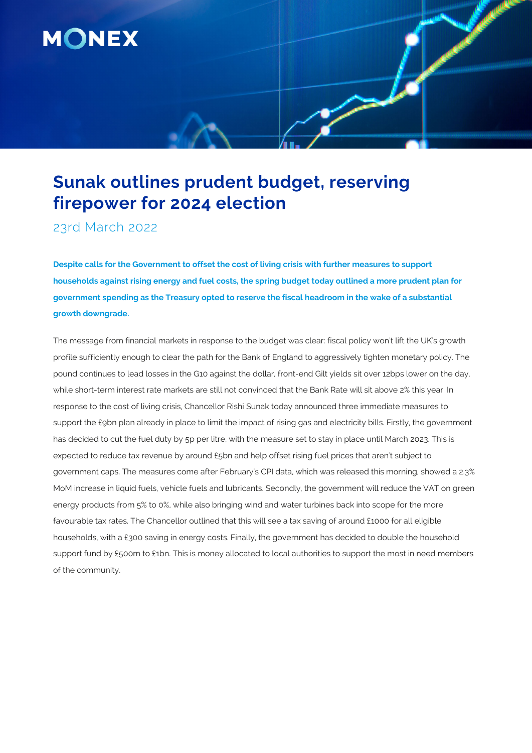# Sunak outlines prudent budget, reserving firepower for 2024 election

23rd March 2022

**Despite calls for the Government to offset the cost of living crisis with further measures to support households against rising energy and fuel costs, the spring budget today outlined a more prudent plan for government spending as the Treasury opted to reserve the fiscal headroom in the wake of a substantial growth downgrade.**

The message from financial markets in response to the budget was clear: fiscal policy won't lift the UK's growth profile sufficiently enough to clear the path for the Bank of England to aggressively tighten monetary policy. The pound continues to lead losses in the G10 against the dollar, front-end Gilt yields sit over 12bps lower on the day, while short-term interest rate markets are still not convinced that the Bank Rate will sit above 2% this year. In response to the cost of living crisis, Chancellor Rishi Sunak today announced three immediate measures to support the £9bn plan already in place to limit the impact of rising gas and electricity bills. Firstly, the government has decided to cut the fuel duty by 5p per litre, with the measure set to stay in place until March 2023. This is expected to reduce tax revenue by around £5bn and help offset rising fuel prices that aren't subject to government caps. The measures come after February's CPI data, which was released this morning, showed a 2.3% MoM increase in liquid fuels, vehicle fuels and lubricants. Secondly, the government will reduce the VAT on green energy products from 5% to 0%, while also bringing wind and water turbines back into scope for the more favourable tax rates. The Chancellor outlined that this will see a tax saving of around £1000 for all eligible households, with a £300 saving in energy costs. Finally, the government has decided to double the household support fund by £500m to £1bn. This is money allocated to local authorities to support the most in need members of the community.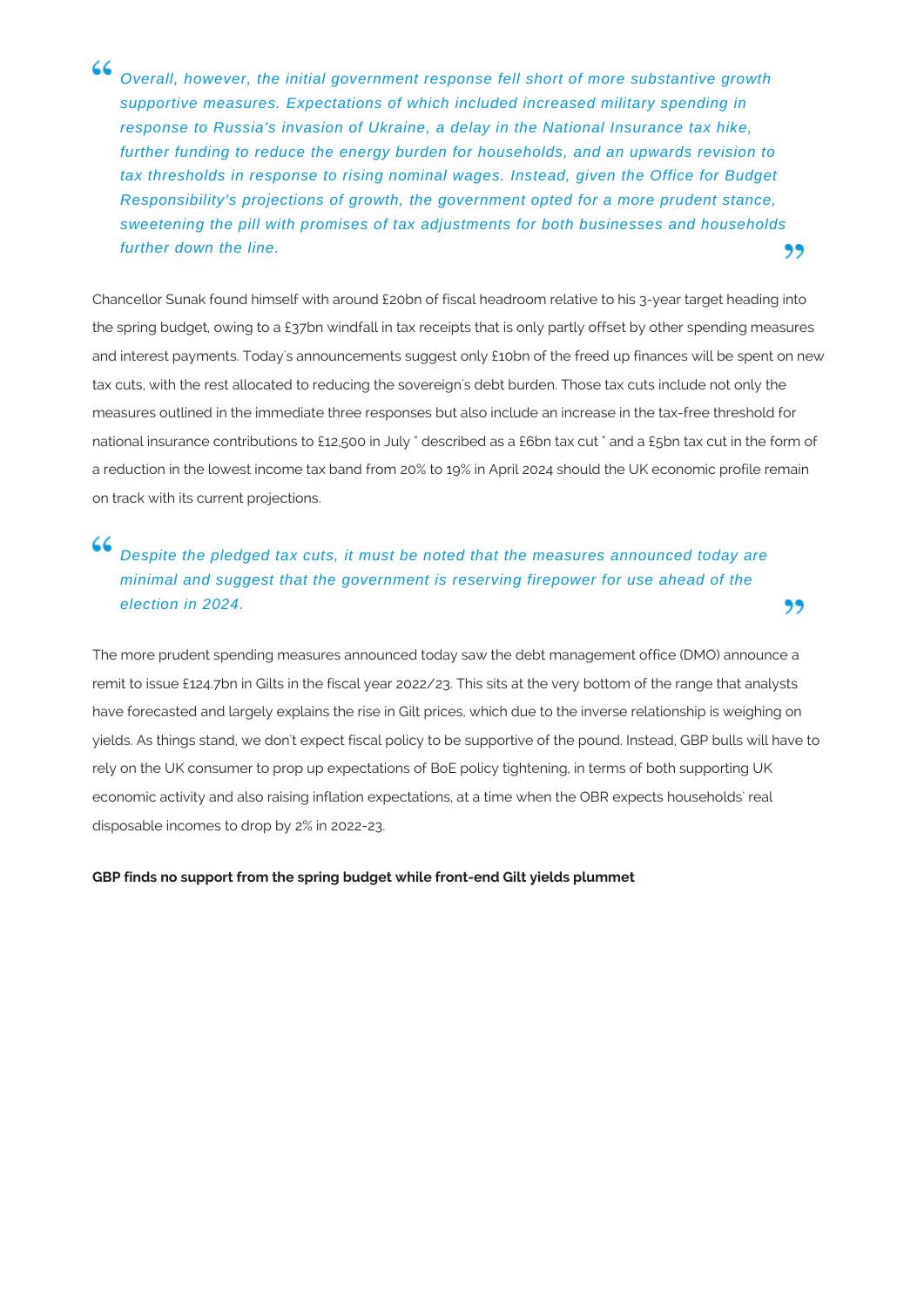> *Overall, however, the initial government response fell short of more substantive growth supportive measures. Expectations of which included increased military spending in response to Russia's invasion of Ukraine, a delay in the National Insurance tax hike, further funding to reduce the energy burden for households, and an upwards revision to tax thresholds in response to rising nominal wages. Instead, given the Office for Budget Responsibility's projections of growth, the government opted for a more prudent stance, sweetening the pill with promises of tax adjustments for both businesses and households further down the line.*

Chancellor Sunak found himself with around £20bn of fiscal headroom relative to his 3-year target heading into the spring budget, owing to a £37bn windfall in tax receipts that is only partly offset by other spending measures and interest payments. Today's announcements suggest only £10bn of the freed up finances will be spent on new tax cuts, with the rest allocated to reducing the sovereign's debt burden. Those tax cuts include not only the measures outlined in the immediate three responses but also include an increase in the tax-free threshold for national insurance contributions to £12,500 in July " described as a £6bn tax cut " and a £5bn tax cut in the form of a reduction in the lowest income tax band from 20% to 19% in April 2024 should the UK economic profile remain on track with its current projections.

> *Despite the pledged tax cuts, it must be noted that the measures announced today are minimal and suggest that the government is reserving firepower for use ahead of the election in 2024.*

The more prudent spending measures announced today saw the debt management office (DMO) announce a remit to issue £124.7bn in Gilts in the fiscal year 2022/23. This sits at the very bottom of the range that analysts have forecasted and largely explains the rise in Gilt prices, which due to the inverse relationship is weighing on yields. As things stand, we don't expect fiscal policy to be supportive of the pound. Instead, GBP bulls will have to rely on the UK consumer to prop up expectations of BoE policy tightening, in terms of both supporting UK economic activity and also raising inflation expectations, at a time when the OBR expects households' real disposable incomes to drop by 2% in 2022-23.

**GBP finds no support from the spring budget while front-end Gilt yields plummet**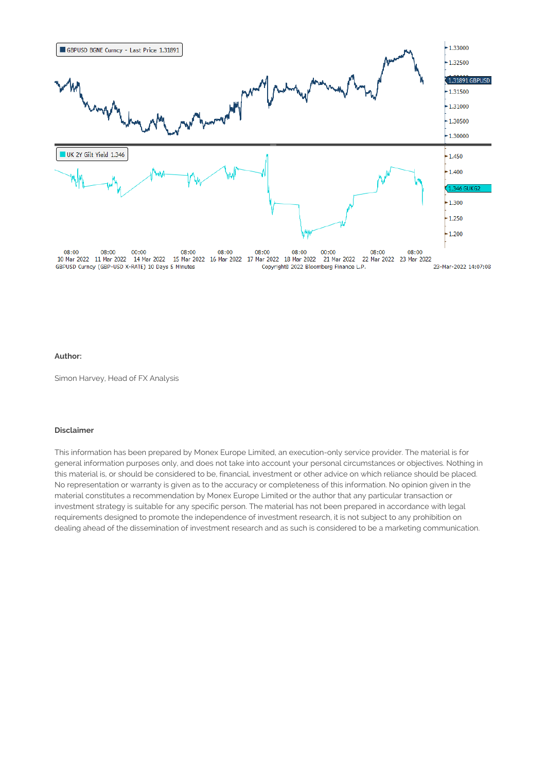GBPUSD BGNE Curncy - Last Price 1.31891

1.33000
1.32500
1.31891 GBPUSD
1.31500
1.31000
1.30500
1.30000

UK 2Y Gilt Yield 1.346

1.450
1.400
1.346 GUKG2
1.300
1.250
1.200

08:00 10 Mar 2022
08:00 11 Mar 2022
00:00 14 Mar 2022
08:00 15 Mar 2022
08:00 16 Mar 2022
08:00 17 Mar 2022
08:00 18 Mar 2022
00:00 21 Mar 2022
08:00 22 Mar 2022
08:00 23 Mar 2022

GBPUSD Curncy (GBP-USD X-RATE) 10 Days 5 Minutes

Copyright© 2022 Bloomberg Finance L.P.

23-Mar-2022 14:07:08

**Author:**

Simon Harvey, Head of FX Analysis

**Disclaimer**

This information has been prepared by Monex Europe Limited, an execution-only service provider. The material is for general information purposes only, and does not take into account your personal circumstances or objectives. Nothing in this material is, or should be considered to be, financial, investment or other advice on which reliance should be placed. No representation or warranty is given as to the accuracy or completeness of this information. No opinion given in the material constitutes a recommendation by Monex Europe Limited or the author that any particular transaction or investment strategy is suitable for any specific person. The material has not been prepared in accordance with legal requirements designed to promote the independence of investment research, it is not subject to any prohibition on dealing ahead of the dissemination of investment research and as such is considered to be a marketing communication.